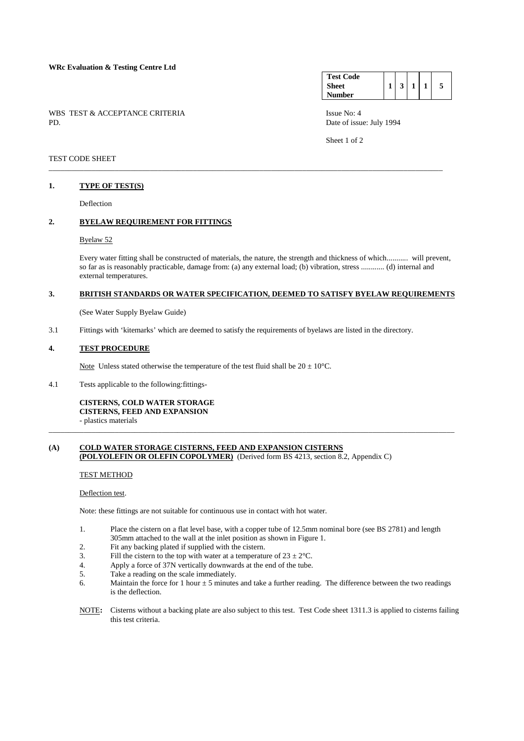**WRc Evaluation & Testing Centre Ltd**

| Test Code Sheet Number | 1 | 3 | 1 | 1 | 5 |
|---|---|---|---|---|---|

WBS TEST & ACCEPTANCE CRITERIA
PD.

Issue No: 4
Date of issue: July 1994

Sheet 1 of 2

TEST CODE SHEET

---

## 1. TYPE OF TEST(S)

Deflection

## 2. BYELAW REQUIREMENT FOR FITTINGS

Byelaw 52

Every water fitting shall be constructed of materials, the nature, the strength and thickness of which........... will prevent, so far as is reasonably practicable, damage from: (a) any external load; (b) vibration, stress ............ (d) internal and external temperatures.

## 3. BRITISH STANDARDS OR WATER SPECIFICATION, DEEMED TO SATISFY BYELAW REQUIREMENTS

(See Water Supply Byelaw Guide)

3.1 Fittings with 'kitemarks' which are deemed to satisfy the requirements of byelaws are listed in the directory.

## 4. TEST PROCEDURE

Note Unless stated otherwise the temperature of the test fluid shall be 20 ± 10°C.

4.1 Tests applicable to the following:fittings-

**CISTERNS, COLD WATER STORAGE**
**CISTERNS, FEED AND EXPANSION**
- plastics materials

---

## (A) COLD WATER STORAGE CISTERNS, FEED AND EXPANSION CISTERNS (POLYOLEFIN OR OLEFIN COPOLYMER) (Derived form BS 4213, section 8.2, Appendix C)

TEST METHOD

Deflection test.

Note: these fittings are not suitable for continuous use in contact with hot water.

1. Place the cistern on a flat level base, with a copper tube of 12.5mm nominal bore (see BS 2781) and length 305mm attached to the wall at the inlet position as shown in Figure 1.
2. Fit any backing plated if supplied with the cistern.
3. Fill the cistern to the top with water at a temperature of 23 ± 2°C.
4. Apply a force of 37N vertically downwards at the end of the tube.
5. Take a reading on the scale immediately.
6. Maintain the force for 1 hour ± 5 minutes and take a further reading. The difference between the two readings is the deflection.

NOTE**:** Cisterns without a backing plate are also subject to this test. Test Code sheet 1311.3 is applied to cisterns failing this test criteria.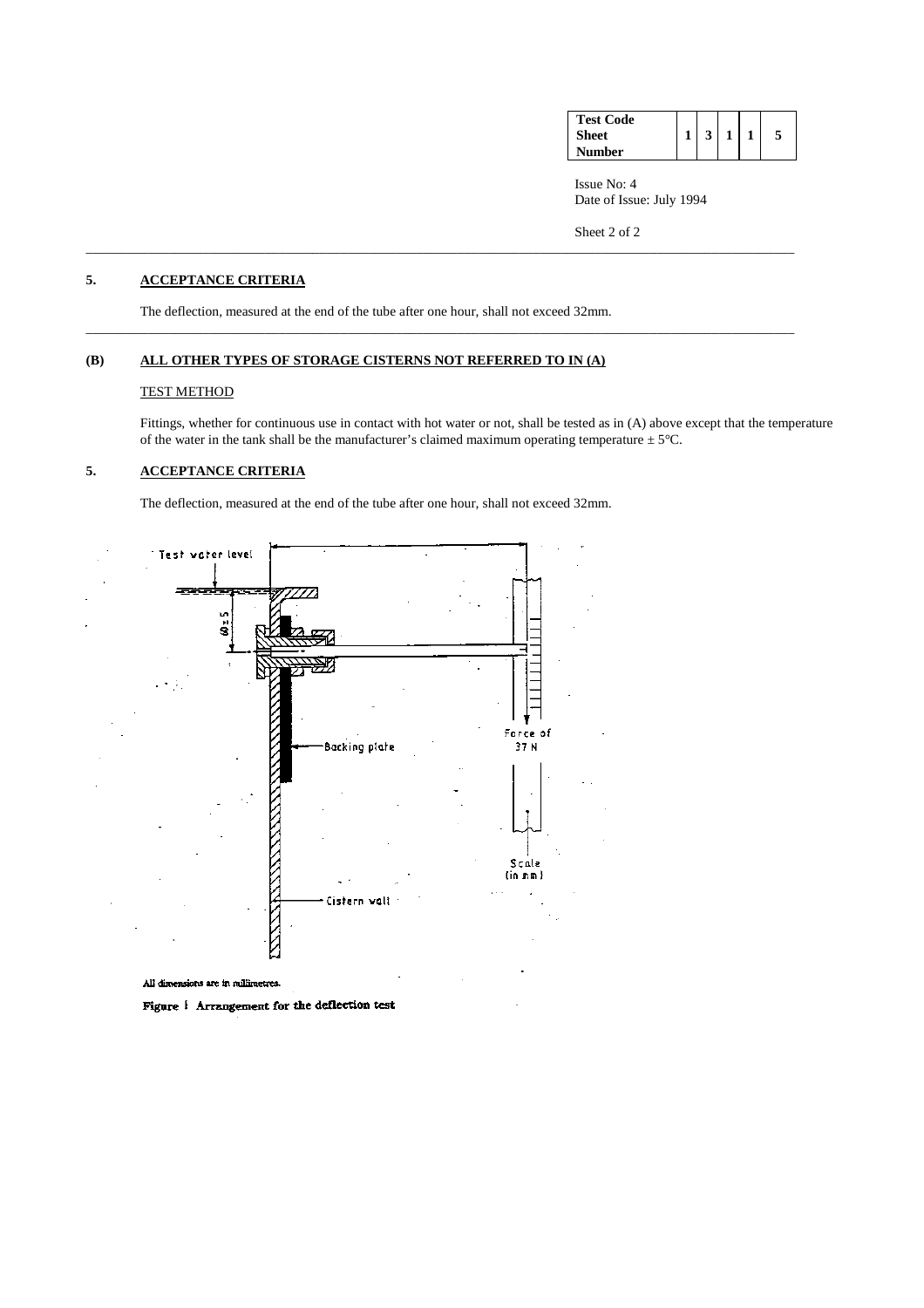| Test Code Sheet Number | 1 | 3 | 1 | 1 | 5 |
|---|---|---|---|---|---|

Issue No: 4
Date of Issue: July 1994

## 5. ACCEPTANCE CRITERIA

The deflection, measured at the end of the tube after one hour, shall not exceed 32mm.

## (B) ALL OTHER TYPES OF STORAGE CISTERNS NOT REFERRED TO IN (A)

TEST METHOD

Fittings, whether for continuous use in contact with hot water or not, shall be tested as in (A) above except that the temperature of the water in the tank shall be the manufacturer's claimed maximum operating temperature ± 5°C.

## 5. ACCEPTANCE CRITERIA

The deflection, measured at the end of the tube after one hour, shall not exceed 32mm.

Test water level

60 ± 5

Backing plate

Cistern wall

Force of 37 N

Scale (in mm)

All dimensions are in millimetres.

**Figure 1 Arrangement for the deflection test**